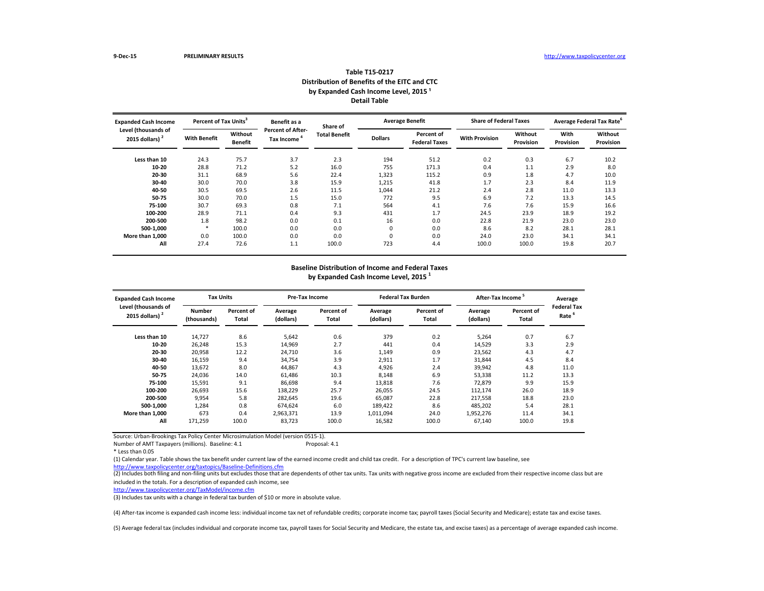9-Dec-15 **PRELIMINARY RESULTS** http://www.taxpolicycenter.org

### Table T15-0217
### Distribution of Benefits of the EITC and CTC
### by Expanded Cash Income Level, 2015 [1]
### Detail Table

| Expanded Cash Income Level (thousands of 2015 dollars) [2] | Percent of Tax Units[3] | | Benefit as a Percent of After-Tax Income [4] | Share of Total Benefit | Average Benefit | | Share of Federal Taxes | | Average Federal Tax Rate[6] | |
|---|---|---|---|---|---|---|---|---|---|---|
| | With Benefit | Without Benefit | | | Dollars | Percent of Federal Taxes | With Provision | Without Provision | With Provision | Without Provision |
| **Less than 10** | 24.3 | 75.7 | 3.7 | 2.3 | 194 | 51.2 | 0.2 | 0.3 | 6.7 | 10.2 |
| **10-20** | 28.8 | 71.2 | 5.2 | 16.0 | 755 | 171.3 | 0.4 | 1.1 | 2.9 | 8.0 |
| **20-30** | 31.1 | 68.9 | 5.6 | 22.4 | 1,323 | 115.2 | 0.9 | 1.8 | 4.7 | 10.0 |
| **30-40** | 30.0 | 70.0 | 3.8 | 15.9 | 1,215 | 41.8 | 1.7 | 2.3 | 8.4 | 11.9 |
| **40-50** | 30.5 | 69.5 | 2.6 | 11.5 | 1,044 | 21.2 | 2.4 | 2.8 | 11.0 | 13.3 |
| **50-75** | 30.0 | 70.0 | 1.5 | 15.0 | 772 | 9.5 | 6.9 | 7.2 | 13.3 | 14.5 |
| **75-100** | 30.7 | 69.3 | 0.8 | 7.1 | 564 | 4.1 | 7.6 | 7.6 | 15.9 | 16.6 |
| **100-200** | 28.9 | 71.1 | 0.4 | 9.3 | 431 | 1.7 | 24.5 | 23.9 | 18.9 | 19.2 |
| **200-500** | 1.8 | 98.2 | 0.0 | 0.1 | 16 | 0.0 | 22.8 | 21.9 | 23.0 | 23.0 |
| **500-1,000** | * | 100.0 | 0.0 | 0.0 | 0 | 0.0 | 8.6 | 8.2 | 28.1 | 28.1 |
| **More than 1,000** | 0.0 | 100.0 | 0.0 | 0.0 | 0 | 0.0 | 24.0 | 23.0 | 34.1 | 34.1 |
| **All** | 27.4 | 72.6 | 1.1 | 100.0 | 723 | 4.4 | 100.0 | 100.0 | 19.8 | 20.7 |

### Baseline Distribution of Income and Federal Taxes
### by Expanded Cash Income Level, 2015 [1]

| Expanded Cash Income Level (thousands of 2015 dollars) [2] | Tax Units | | Pre-Tax Income | | Federal Tax Burden | | After-Tax Income [5] | | Average Federal Tax Rate [6] |
|---|---|---|---|---|---|---|---|---|---|
| | Number (thousands) | Percent of Total | Average (dollars) | Percent of Total | Average (dollars) | Percent of Total | Average (dollars) | Percent of Total | |
| **Less than 10** | 14,727 | 8.6 | 5,642 | 0.6 | 379 | 0.2 | 5,264 | 0.7 | 6.7 |
| **10-20** | 26,248 | 15.3 | 14,969 | 2.7 | 441 | 0.4 | 14,529 | 3.3 | 2.9 |
| **20-30** | 20,958 | 12.2 | 24,710 | 3.6 | 1,149 | 0.9 | 23,562 | 4.3 | 4.7 |
| **30-40** | 16,159 | 9.4 | 34,754 | 3.9 | 2,911 | 1.7 | 31,844 | 4.5 | 8.4 |
| **40-50** | 13,672 | 8.0 | 44,867 | 4.3 | 4,926 | 2.4 | 39,942 | 4.8 | 11.0 |
| **50-75** | 24,036 | 14.0 | 61,486 | 10.3 | 8,148 | 6.9 | 53,338 | 11.2 | 13.3 |
| **75-100** | 15,591 | 9.1 | 86,698 | 9.4 | 13,818 | 7.6 | 72,879 | 9.9 | 15.9 |
| **100-200** | 26,693 | 15.6 | 138,229 | 25.7 | 26,055 | 24.5 | 112,174 | 26.0 | 18.9 |
| **200-500** | 9,954 | 5.8 | 282,645 | 19.6 | 65,087 | 22.8 | 217,558 | 18.8 | 23.0 |
| **500-1,000** | 1,284 | 0.8 | 674,624 | 6.0 | 189,422 | 8.6 | 485,202 | 5.4 | 28.1 |
| **More than 1,000** | 673 | 0.4 | 2,963,371 | 13.9 | 1,011,094 | 24.0 | 1,952,276 | 11.4 | 34.1 |
| **All** | 171,259 | 100.0 | 83,723 | 100.0 | 16,582 | 100.0 | 67,140 | 100.0 | 19.8 |

Source: Urban-Brookings Tax Policy Center Microsimulation Model (version 0515-1).

Number of AMT Taxpayers (millions). Baseline: 4.1 Proposal: 4.1

* Less than 0.05

(1) Calendar year. Table shows the tax benefit under current law of the earned income credit and child tax credit. For a description of TPC's current law baseline, see http://www.taxpolicycenter.org/taxtopics/Baseline-Definitions.cfm

(2) Includes both filing and non-filing units but excludes those that are dependents of other tax units. Tax units with negative gross income are excluded from their respective income class but are included in the totals. For a description of expanded cash income, see http://www.taxpolicycenter.org/TaxModel/income.cfm

(3) Includes tax units with a change in federal tax burden of $10 or more in absolute value.

(4) After-tax income is expanded cash income less: individual income tax net of refundable credits; corporate income tax; payroll taxes (Social Security and Medicare); estate tax and excise taxes.

(5) Average federal tax (includes individual and corporate income tax, payroll taxes for Social Security and Medicare, the estate tax, and excise taxes) as a percentage of average expanded cash income.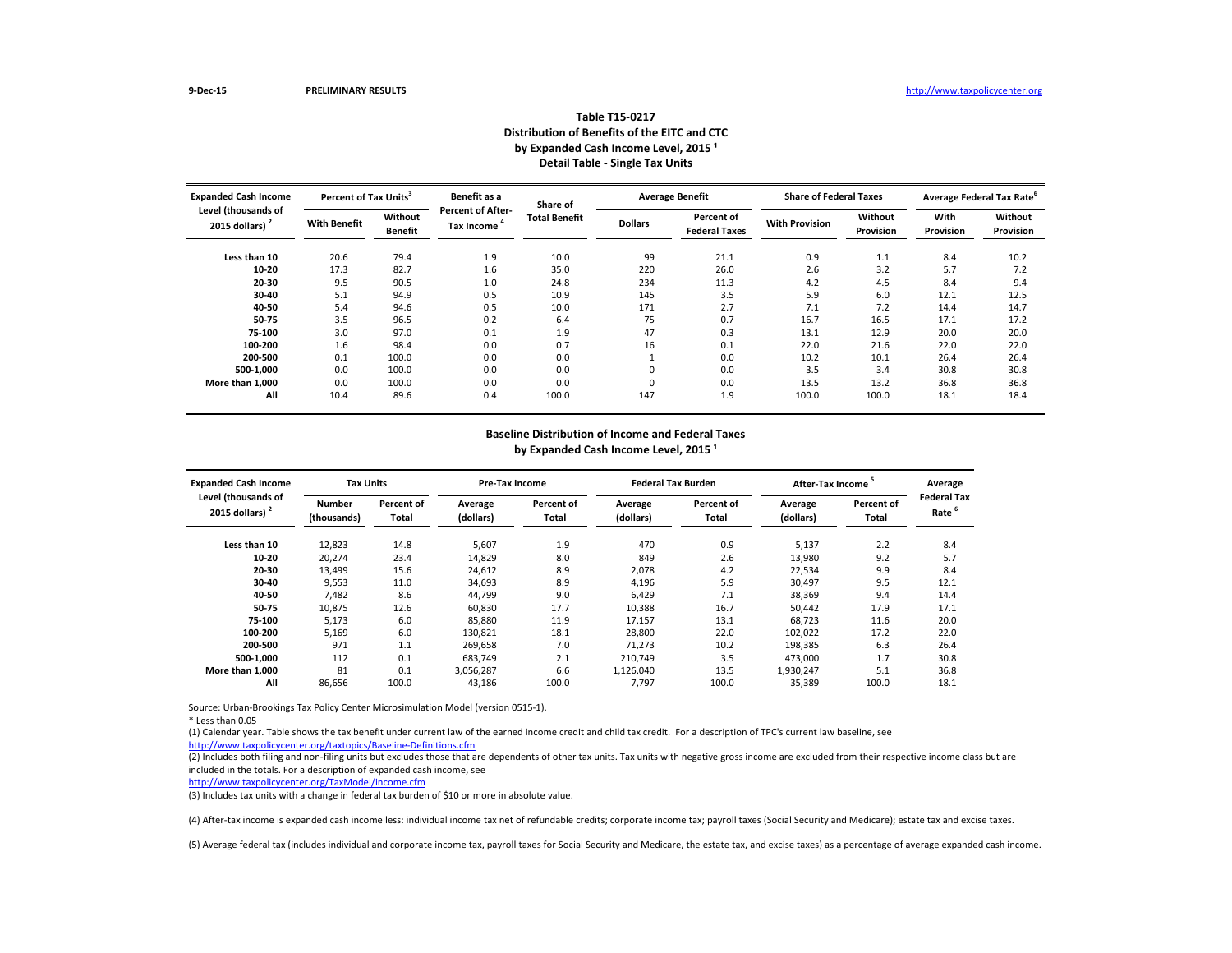9-Dec-15 PRELIMINARY RESULTS http://www.taxpolicycenter.org

## Table T15-0217
## Distribution of Benefits of the EITC and CTC
## by Expanded Cash Income Level, 2015 [1]
## Detail Table - Single Tax Units

| Expanded Cash Income Level (thousands of 2015 dollars) [2] | Percent of Tax Units[3] | | Benefit as a Percent of After-Tax Income [4] | Share of Total Benefit | Average Benefit | | Share of Federal Taxes | | Average Federal Tax Rate[6] | |
|---|---|---|---|---|---|---|---|---|---|---|
| | With Benefit | Without Benefit | | | Dollars | Percent of Federal Taxes | With Provision | Without Provision | With Provision | Without Provision |
| Less than 10 | 20.6 | 79.4 | 1.9 | 10.0 | 99 | 21.1 | 0.9 | 1.1 | 8.4 | 10.2 |
| 10-20 | 17.3 | 82.7 | 1.6 | 35.0 | 220 | 26.0 | 2.6 | 3.2 | 5.7 | 7.2 |
| 20-30 | 9.5 | 90.5 | 1.0 | 24.8 | 234 | 11.3 | 4.2 | 4.5 | 8.4 | 9.4 |
| 30-40 | 5.1 | 94.9 | 0.5 | 10.9 | 145 | 3.5 | 5.9 | 6.0 | 12.1 | 12.5 |
| 40-50 | 5.4 | 94.6 | 0.5 | 10.0 | 171 | 2.7 | 7.1 | 7.2 | 14.4 | 14.7 |
| 50-75 | 3.5 | 96.5 | 0.2 | 6.4 | 75 | 0.7 | 16.7 | 16.5 | 17.1 | 17.2 |
| 75-100 | 3.0 | 97.0 | 0.1 | 1.9 | 47 | 0.3 | 13.1 | 12.9 | 20.0 | 20.0 |
| 100-200 | 1.6 | 98.4 | 0.0 | 0.7 | 16 | 0.1 | 22.0 | 21.6 | 22.0 | 22.0 |
| 200-500 | 0.1 | 100.0 | 0.0 | 0.0 | 1 | 0.0 | 10.2 | 10.1 | 26.4 | 26.4 |
| 500-1,000 | 0.0 | 100.0 | 0.0 | 0.0 | 0 | 0.0 | 3.5 | 3.4 | 30.8 | 30.8 |
| More than 1,000 | 0.0 | 100.0 | 0.0 | 0.0 | 0 | 0.0 | 13.5 | 13.2 | 36.8 | 36.8 |
| All | 10.4 | 89.6 | 0.4 | 100.0 | 147 | 1.9 | 100.0 | 100.0 | 18.1 | 18.4 |

## Baseline Distribution of Income and Federal Taxes
## by Expanded Cash Income Level, 2015 [1]

| Expanded Cash Income Level (thousands of 2015 dollars) [2] | Tax Units | | Pre-Tax Income | | Federal Tax Burden | | After-Tax Income [5] | | Average Federal Tax Rate [6] |
|---|---|---|---|---|---|---|---|---|---|
| | Number (thousands) | Percent of Total | Average (dollars) | Percent of Total | Average (dollars) | Percent of Total | Average (dollars) | Percent of Total | |
| Less than 10 | 12,823 | 14.8 | 5,607 | 1.9 | 470 | 0.9 | 5,137 | 2.2 | 8.4 |
| 10-20 | 20,274 | 23.4 | 14,829 | 8.0 | 849 | 2.6 | 13,980 | 9.2 | 5.7 |
| 20-30 | 13,499 | 15.6 | 24,612 | 8.9 | 2,078 | 4.2 | 22,534 | 9.9 | 8.4 |
| 30-40 | 9,553 | 11.0 | 34,693 | 8.9 | 4,196 | 5.9 | 30,497 | 9.5 | 12.1 |
| 40-50 | 7,482 | 8.6 | 44,799 | 9.0 | 6,429 | 7.1 | 38,369 | 9.4 | 14.4 |
| 50-75 | 10,875 | 12.6 | 60,830 | 17.7 | 10,388 | 16.7 | 50,442 | 17.9 | 17.1 |
| 75-100 | 5,173 | 6.0 | 85,880 | 11.9 | 17,157 | 13.1 | 68,723 | 11.6 | 20.0 |
| 100-200 | 5,169 | 6.0 | 130,821 | 18.1 | 28,800 | 22.0 | 102,022 | 17.2 | 22.0 |
| 200-500 | 971 | 1.1 | 269,658 | 7.0 | 71,273 | 10.2 | 198,385 | 6.3 | 26.4 |
| 500-1,000 | 112 | 0.1 | 683,749 | 2.1 | 210,749 | 3.5 | 473,000 | 1.7 | 30.8 |
| More than 1,000 | 81 | 0.1 | 3,056,287 | 6.6 | 1,126,040 | 13.5 | 1,930,247 | 5.1 | 36.8 |
| All | 86,656 | 100.0 | 43,186 | 100.0 | 7,797 | 100.0 | 35,389 | 100.0 | 18.1 |

Source: Urban-Brookings Tax Policy Center Microsimulation Model (version 0515-1).

\* Less than 0.05

(1) Calendar year. Table shows the tax benefit under current law of the earned income credit and child tax credit. For a description of TPC's current law baseline, see http://www.taxpolicycenter.org/taxtopics/Baseline-Definitions.cfm

(2) Includes both filing and non-filing units but excludes those that are dependents of other tax units. Tax units with negative gross income are excluded from their respective income class but are included in the totals. For a description of expanded cash income, see http://www.taxpolicycenter.org/TaxModel/income.cfm

(3) Includes tax units with a change in federal tax burden of $10 or more in absolute value.

(4) After-tax income is expanded cash income less: individual income tax net of refundable credits; corporate income tax; payroll taxes (Social Security and Medicare); estate tax and excise taxes.

(5) Average federal tax (includes individual and corporate income tax, payroll taxes for Social Security and Medicare, the estate tax, and excise taxes) as a percentage of average expanded cash income.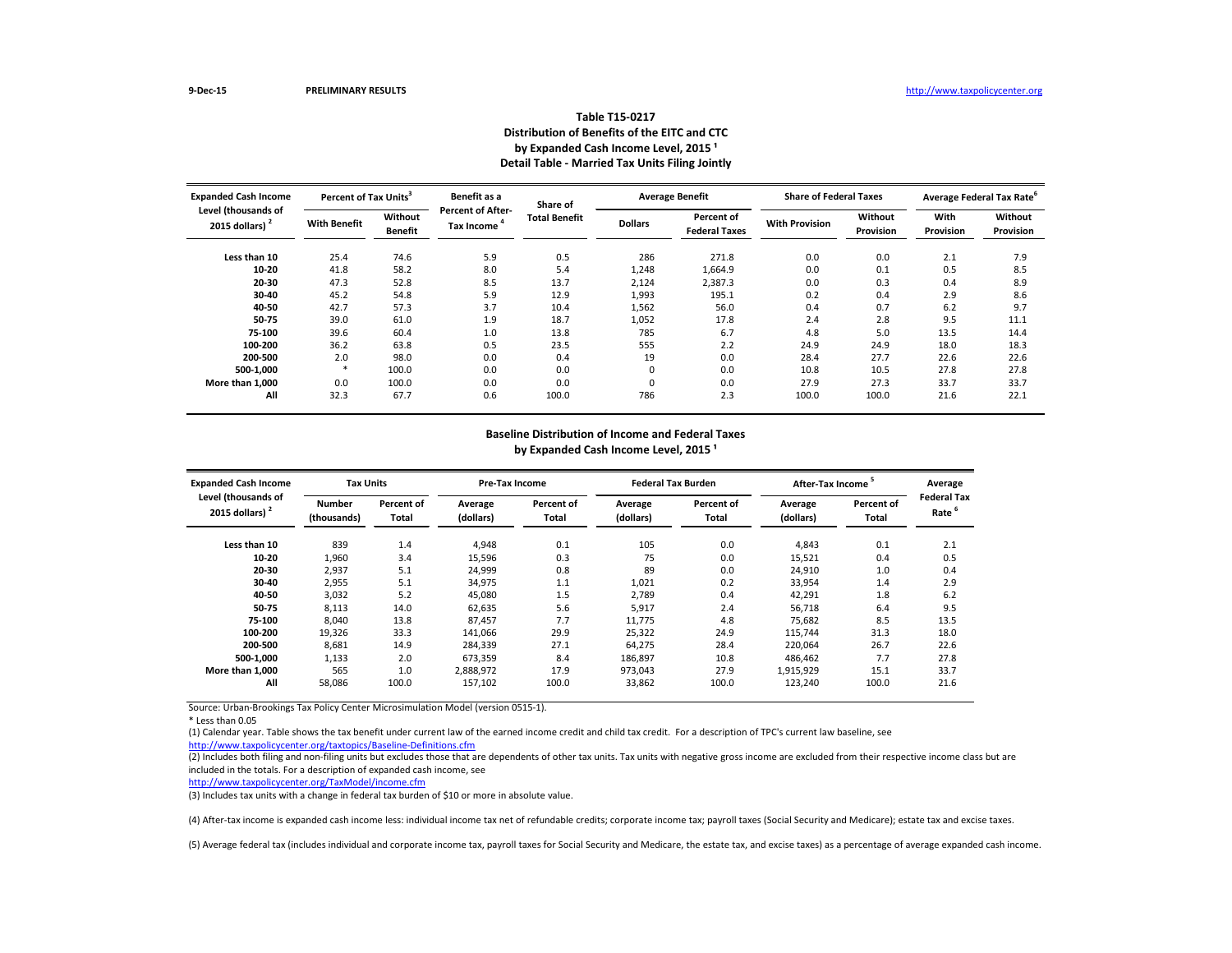9-Dec-15 PRELIMINARY RESULTS http://www.taxpolicycenter.org

## Table T15-0217
## Distribution of Benefits of the EITC and CTC by Expanded Cash Income Level, 2015 [1]
## Detail Table - Married Tax Units Filing Jointly

| Expanded Cash Income Level (thousands of 2015 dollars) [2] | Percent of Tax Units[3] | | Benefit as a Percent of After-Tax Income [4] | Share of Total Benefit | Average Benefit | | Share of Federal Taxes | | Average Federal Tax Rate[6] | |
|---|---|---|---|---|---|---|---|---|---|---|
| | With Benefit | Without Benefit | | | Dollars | Percent of Federal Taxes | With Provision | Without Provision | With Provision | Without Provision |
| Less than 10 | 25.4 | 74.6 | 5.9 | 0.5 | 286 | 271.8 | 0.0 | 0.0 | 2.1 | 7.9 |
| 10-20 | 41.8 | 58.2 | 8.0 | 5.4 | 1,248 | 1,664.9 | 0.0 | 0.1 | 0.5 | 8.5 |
| 20-30 | 47.3 | 52.8 | 8.5 | 13.7 | 2,124 | 2,387.3 | 0.0 | 0.3 | 0.4 | 8.9 |
| 30-40 | 45.2 | 54.8 | 5.9 | 12.9 | 1,993 | 195.1 | 0.2 | 0.4 | 2.9 | 8.6 |
| 40-50 | 42.7 | 57.3 | 3.7 | 10.4 | 1,562 | 56.0 | 0.4 | 0.7 | 6.2 | 9.7 |
| 50-75 | 39.0 | 61.0 | 1.9 | 18.7 | 1,052 | 17.8 | 2.4 | 2.8 | 9.5 | 11.1 |
| 75-100 | 39.6 | 60.4 | 1.0 | 13.8 | 785 | 6.7 | 4.8 | 5.0 | 13.5 | 14.4 |
| 100-200 | 36.2 | 63.8 | 0.5 | 23.5 | 555 | 2.2 | 24.9 | 24.9 | 18.0 | 18.3 |
| 200-500 | 2.0 | 98.0 | 0.0 | 0.4 | 19 | 0.0 | 28.4 | 27.7 | 22.6 | 22.6 |
| 500-1,000 | * | 100.0 | 0.0 | 0.0 | 0 | 0.0 | 10.8 | 10.5 | 27.8 | 27.8 |
| More than 1,000 | 0.0 | 100.0 | 0.0 | 0.0 | 0 | 0.0 | 27.9 | 27.3 | 33.7 | 33.7 |
| All | 32.3 | 67.7 | 0.6 | 100.0 | 786 | 2.3 | 100.0 | 100.0 | 21.6 | 22.1 |

## Baseline Distribution of Income and Federal Taxes by Expanded Cash Income Level, 2015 [1]

| Expanded Cash Income Level (thousands of 2015 dollars) [2] | Tax Units | | Pre-Tax Income | | Federal Tax Burden | | After-Tax Income [5] | | Average Federal Tax Rate [6] |
|---|---|---|---|---|---|---|---|---|---|
| | Number (thousands) | Percent of Total | Average (dollars) | Percent of Total | Average (dollars) | Percent of Total | Average (dollars) | Percent of Total | |
| Less than 10 | 839 | 1.4 | 4,948 | 0.1 | 105 | 0.0 | 4,843 | 0.1 | 2.1 |
| 10-20 | 1,960 | 3.4 | 15,596 | 0.3 | 75 | 0.0 | 15,521 | 0.4 | 0.5 |
| 20-30 | 2,937 | 5.1 | 24,999 | 0.8 | 89 | 0.0 | 24,910 | 1.0 | 0.4 |
| 30-40 | 2,955 | 5.1 | 34,975 | 1.1 | 1,021 | 0.2 | 33,954 | 1.4 | 2.9 |
| 40-50 | 3,032 | 5.2 | 45,080 | 1.5 | 2,789 | 0.4 | 42,291 | 1.8 | 6.2 |
| 50-75 | 8,113 | 14.0 | 62,635 | 5.6 | 5,917 | 2.4 | 56,718 | 6.4 | 9.5 |
| 75-100 | 8,040 | 13.8 | 87,457 | 7.7 | 11,775 | 4.8 | 75,682 | 8.5 | 13.5 |
| 100-200 | 19,326 | 33.3 | 141,066 | 29.9 | 25,322 | 24.9 | 115,744 | 31.3 | 18.0 |
| 200-500 | 8,681 | 14.9 | 284,339 | 27.1 | 64,275 | 28.4 | 220,064 | 26.7 | 22.6 |
| 500-1,000 | 1,133 | 2.0 | 673,359 | 8.4 | 186,897 | 10.8 | 486,462 | 7.7 | 27.8 |
| More than 1,000 | 565 | 1.0 | 2,888,972 | 17.9 | 973,043 | 27.9 | 1,915,929 | 15.1 | 33.7 |
| All | 58,086 | 100.0 | 157,102 | 100.0 | 33,862 | 100.0 | 123,240 | 100.0 | 21.6 |

Source: Urban-Brookings Tax Policy Center Microsimulation Model (version 0515-1).

\* Less than 0.05

(1) Calendar year. Table shows the tax benefit under current law of the earned income credit and child tax credit. For a description of TPC's current law baseline, see http://www.taxpolicycenter.org/taxtopics/Baseline-Definitions.cfm

(2) Includes both filing and non-filing units but excludes those that are dependents of other tax units. Tax units with negative gross income are excluded from their respective income class but are included in the totals. For a description of expanded cash income, see http://www.taxpolicycenter.org/TaxModel/income.cfm

(3) Includes tax units with a change in federal tax burden of $10 or more in absolute value.

(4) After-tax income is expanded cash income less: individual income tax net of refundable credits; corporate income tax; payroll taxes (Social Security and Medicare); estate tax and excise taxes.

(5) Average federal tax (includes individual and corporate income tax, payroll taxes for Social Security and Medicare, the estate tax, and excise taxes) as a percentage of average expanded cash income.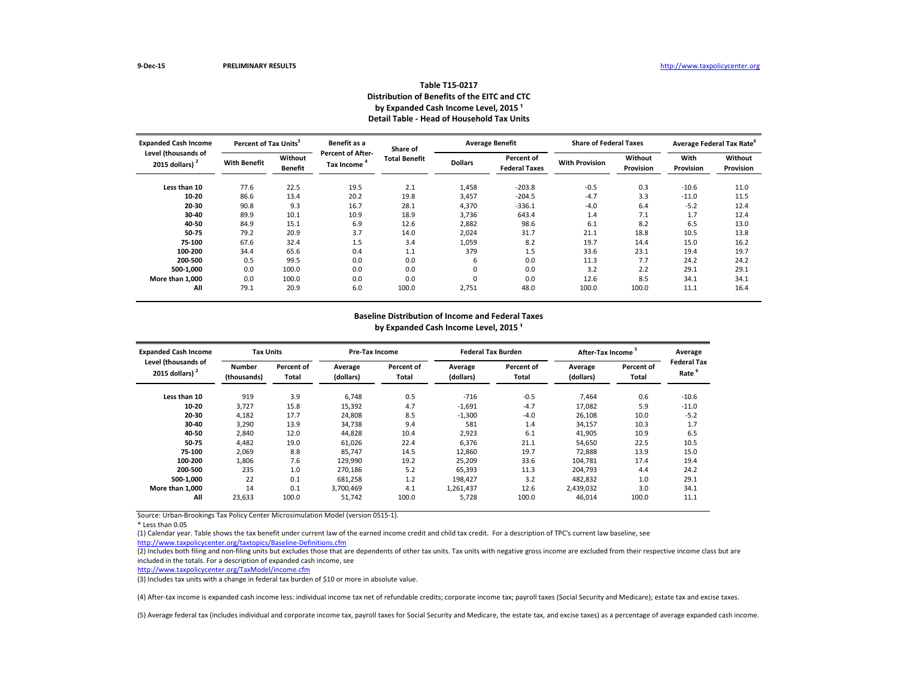9-Dec-15 PRELIMINARY RESULTS http://www.taxpolicycenter.org

### Table T15-0217
### Distribution of Benefits of the EITC and CTC
### by Expanded Cash Income Level, 2015 [1]
### Detail Table - Head of Household Tax Units

| Expanded Cash Income Level (thousands of 2015 dollars) [2] | Percent of Tax Units[3] | | Benefit as a Percent of After-Tax Income [4] | Share of Total Benefit | Average Benefit | | Share of Federal Taxes | | Average Federal Tax Rate[6] | |
|---|---|---|---|---|---|---|---|---|---|---|
| | With Benefit | Without Benefit | | | Dollars | Percent of Federal Taxes | With Provision | Without Provision | With Provision | Without Provision |
| Less than 10 | 77.6 | 22.5 | 19.5 | 2.1 | 1,458 | -203.8 | -0.5 | 0.3 | -10.6 | 11.0 |
| 10-20 | 86.6 | 13.4 | 20.2 | 19.8 | 3,457 | -204.5 | -4.7 | 3.3 | -11.0 | 11.5 |
| 20-30 | 90.8 | 9.3 | 16.7 | 28.1 | 4,370 | -336.1 | -4.0 | 6.4 | -5.2 | 12.4 |
| 30-40 | 89.9 | 10.1 | 10.9 | 18.9 | 3,736 | 643.4 | 1.4 | 7.1 | 1.7 | 12.4 |
| 40-50 | 84.9 | 15.1 | 6.9 | 12.6 | 2,882 | 98.6 | 6.1 | 8.2 | 6.5 | 13.0 |
| 50-75 | 79.2 | 20.9 | 3.7 | 14.0 | 2,024 | 31.7 | 21.1 | 18.8 | 10.5 | 13.8 |
| 75-100 | 67.6 | 32.4 | 1.5 | 3.4 | 1,059 | 8.2 | 19.7 | 14.4 | 15.0 | 16.2 |
| 100-200 | 34.4 | 65.6 | 0.4 | 1.1 | 379 | 1.5 | 33.6 | 23.1 | 19.4 | 19.7 |
| 200-500 | 0.5 | 99.5 | 0.0 | 0.0 | 6 | 0.0 | 11.3 | 7.7 | 24.2 | 24.2 |
| 500-1,000 | 0.0 | 100.0 | 0.0 | 0.0 | 0 | 0.0 | 3.2 | 2.2 | 29.1 | 29.1 |
| More than 1,000 | 0.0 | 100.0 | 0.0 | 0.0 | 0 | 0.0 | 12.6 | 8.5 | 34.1 | 34.1 |
| All | 79.1 | 20.9 | 6.0 | 100.0 | 2,751 | 48.0 | 100.0 | 100.0 | 11.1 | 16.4 |

### Baseline Distribution of Income and Federal Taxes
### by Expanded Cash Income Level, 2015 [1]

| Expanded Cash Income Level (thousands of 2015 dollars) [2] | Tax Units | | Pre-Tax Income | | Federal Tax Burden | | After-Tax Income [5] | | Average Federal Tax Rate [6] |
|---|---|---|---|---|---|---|---|---|---|
| | Number (thousands) | Percent of Total | Average (dollars) | Percent of Total | Average (dollars) | Percent of Total | Average (dollars) | Percent of Total | |
| Less than 10 | 919 | 3.9 | 6,748 | 0.5 | -716 | -0.5 | 7,464 | 0.6 | -10.6 |
| 10-20 | 3,727 | 15.8 | 15,392 | 4.7 | -1,691 | -4.7 | 17,082 | 5.9 | -11.0 |
| 20-30 | 4,182 | 17.7 | 24,808 | 8.5 | -1,300 | -4.0 | 26,108 | 10.0 | -5.2 |
| 30-40 | 3,290 | 13.9 | 34,738 | 9.4 | 581 | 1.4 | 34,157 | 10.3 | 1.7 |
| 40-50 | 2,840 | 12.0 | 44,828 | 10.4 | 2,923 | 6.1 | 41,905 | 10.9 | 6.5 |
| 50-75 | 4,482 | 19.0 | 61,026 | 22.4 | 6,376 | 21.1 | 54,650 | 22.5 | 10.5 |
| 75-100 | 2,069 | 8.8 | 85,747 | 14.5 | 12,860 | 19.7 | 72,888 | 13.9 | 15.0 |
| 100-200 | 1,806 | 7.6 | 129,990 | 19.2 | 25,209 | 33.6 | 104,781 | 17.4 | 19.4 |
| 200-500 | 235 | 1.0 | 270,186 | 5.2 | 65,393 | 11.3 | 204,793 | 4.4 | 24.2 |
| 500-1,000 | 22 | 0.1 | 681,258 | 1.2 | 198,427 | 3.2 | 482,832 | 1.0 | 29.1 |
| More than 1,000 | 14 | 0.1 | 3,700,469 | 4.1 | 1,261,437 | 12.6 | 2,439,032 | 3.0 | 34.1 |
| All | 23,633 | 100.0 | 51,742 | 100.0 | 5,728 | 100.0 | 46,014 | 100.0 | 11.1 |

Source: Urban-Brookings Tax Policy Center Microsimulation Model (version 0515-1).

* Less than 0.05

(1) Calendar year. Table shows the tax benefit under current law of the earned income credit and child tax credit. For a description of TPC's current law baseline, see http://www.taxpolicycenter.org/taxtopics/Baseline-Definitions.cfm

(2) Includes both filing and non-filing units but excludes those that are dependents of other tax units. Tax units with negative gross income are excluded from their respective income class but are included in the totals. For a description of expanded cash income, see http://www.taxpolicycenter.org/TaxModel/income.cfm

(3) Includes tax units with a change in federal tax burden of $10 or more in absolute value.

(4) After-tax income is expanded cash income less: individual income tax net of refundable credits; corporate income tax; payroll taxes (Social Security and Medicare); estate tax and excise taxes.

(5) Average federal tax (includes individual and corporate income tax, payroll taxes for Social Security and Medicare, the estate tax, and excise taxes) as a percentage of average expanded cash income.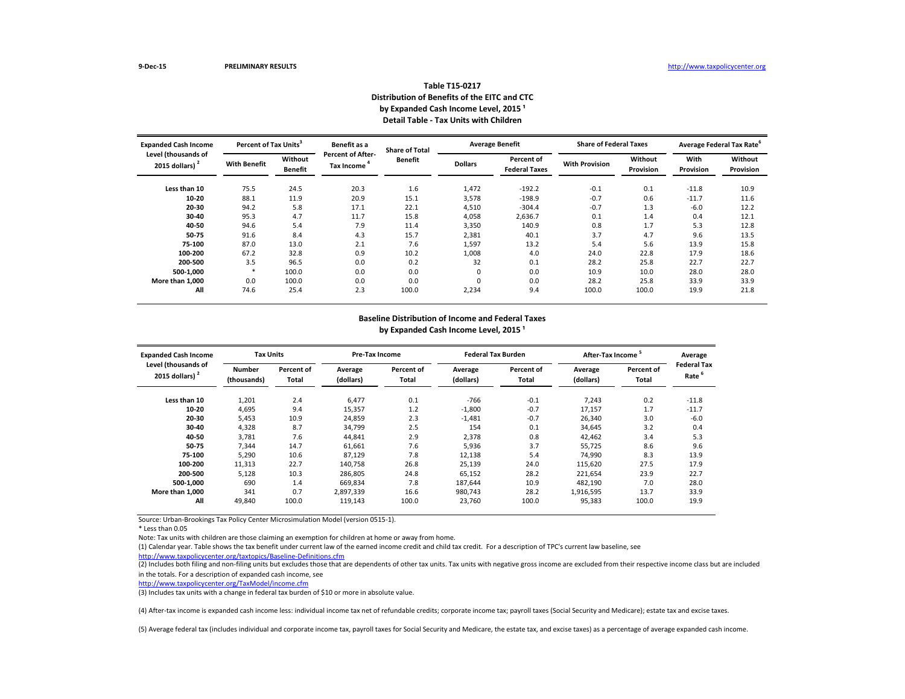9-Dec-15 **PRELIMINARY RESULTS** http://www.taxpolicycenter.org

### Table T15-0217
### Distribution of Benefits of the EITC and CTC
### by Expanded Cash Income Level, 2015 [1]
### Detail Table - Tax Units with Children

| Expanded Cash Income Level (thousands of 2015 dollars) [2] | Percent of Tax Units[3] | | Benefit as a Percent of After-Tax Income [4] | Share of Total Benefit | Average Benefit | | Share of Federal Taxes | | Average Federal Tax Rate[6] | |
|---|---|---|---|---|---|---|---|---|---|---|
| | With Benefit | Without Benefit | | | Dollars | Percent of Federal Taxes | With Provision | Without Provision | With Provision | Without Provision |
| Less than 10 | 75.5 | 24.5 | 20.3 | 1.6 | 1,472 | -192.2 | -0.1 | 0.1 | -11.8 | 10.9 |
| 10-20 | 88.1 | 11.9 | 20.9 | 15.1 | 3,578 | -198.9 | -0.7 | 0.6 | -11.7 | 11.6 |
| 20-30 | 94.2 | 5.8 | 17.1 | 22.1 | 4,510 | -304.4 | -0.7 | 1.3 | -6.0 | 12.2 |
| 30-40 | 95.3 | 4.7 | 11.7 | 15.8 | 4,058 | 2,636.7 | 0.1 | 1.4 | 0.4 | 12.1 |
| 40-50 | 94.6 | 5.4 | 7.9 | 11.4 | 3,350 | 140.9 | 0.8 | 1.7 | 5.3 | 12.8 |
| 50-75 | 91.6 | 8.4 | 4.3 | 15.7 | 2,381 | 40.1 | 3.7 | 4.7 | 9.6 | 13.5 |
| 75-100 | 87.0 | 13.0 | 2.1 | 7.6 | 1,597 | 13.2 | 5.4 | 5.6 | 13.9 | 15.8 |
| 100-200 | 67.2 | 32.8 | 0.9 | 10.2 | 1,008 | 4.0 | 24.0 | 22.8 | 17.9 | 18.6 |
| 200-500 | 3.5 | 96.5 | 0.0 | 0.2 | 32 | 0.1 | 28.2 | 25.8 | 22.7 | 22.7 |
| 500-1,000 | * | 100.0 | 0.0 | 0.0 | 0 | 0.0 | 10.9 | 10.0 | 28.0 | 28.0 |
| More than 1,000 | 0.0 | 100.0 | 0.0 | 0.0 | 0 | 0.0 | 28.2 | 25.8 | 33.9 | 33.9 |
| All | 74.6 | 25.4 | 2.3 | 100.0 | 2,234 | 9.4 | 100.0 | 100.0 | 19.9 | 21.8 |

### Baseline Distribution of Income and Federal Taxes
### by Expanded Cash Income Level, 2015 [1]

| Expanded Cash Income Level (thousands of 2015 dollars) [2] | Tax Units | | Pre-Tax Income | | Federal Tax Burden | | After-Tax Income [5] | | Average Federal Tax Rate [6] |
|---|---|---|---|---|---|---|---|---|---|
| | Number (thousands) | Percent of Total | Average (dollars) | Percent of Total | Average (dollars) | Percent of Total | Average (dollars) | Percent of Total | |
| Less than 10 | 1,201 | 2.4 | 6,477 | 0.1 | -766 | -0.1 | 7,243 | 0.2 | -11.8 |
| 10-20 | 4,695 | 9.4 | 15,357 | 1.2 | -1,800 | -0.7 | 17,157 | 1.7 | -11.7 |
| 20-30 | 5,453 | 10.9 | 24,859 | 2.3 | -1,481 | -0.7 | 26,340 | 3.0 | -6.0 |
| 30-40 | 4,328 | 8.7 | 34,799 | 2.5 | 154 | 0.1 | 34,645 | 3.2 | 0.4 |
| 40-50 | 3,781 | 7.6 | 44,841 | 2.9 | 2,378 | 0.8 | 42,462 | 3.4 | 5.3 |
| 50-75 | 7,344 | 14.7 | 61,661 | 7.6 | 5,936 | 3.7 | 55,725 | 8.6 | 9.6 |
| 75-100 | 5,290 | 10.6 | 87,129 | 7.8 | 12,138 | 5.4 | 74,990 | 8.3 | 13.9 |
| 100-200 | 11,313 | 22.7 | 140,758 | 26.8 | 25,139 | 24.0 | 115,620 | 27.5 | 17.9 |
| 200-500 | 5,128 | 10.3 | 286,805 | 24.8 | 65,152 | 28.2 | 221,654 | 23.9 | 22.7 |
| 500-1,000 | 690 | 1.4 | 669,834 | 7.8 | 187,644 | 10.9 | 482,190 | 7.0 | 28.0 |
| More than 1,000 | 341 | 0.7 | 2,897,339 | 16.6 | 980,743 | 28.2 | 1,916,595 | 13.7 | 33.9 |
| All | 49,840 | 100.0 | 119,143 | 100.0 | 23,760 | 100.0 | 95,383 | 100.0 | 19.9 |

Source: Urban-Brookings Tax Policy Center Microsimulation Model (version 0515-1).

\* Less than 0.05

Note: Tax units with children are those claiming an exemption for children at home or away from home.

(1) Calendar year. Table shows the tax benefit under current law of the earned income credit and child tax credit. For a description of TPC's current law baseline, see http://www.taxpolicycenter.org/taxtopics/Baseline-Definitions.cfm

(2) Includes both filing and non-filing units but excludes those that are dependents of other tax units. Tax units with negative gross income are excluded from their respective income class but are included in the totals. For a description of expanded cash income, see http://www.taxpolicycenter.org/TaxModel/income.cfm

(3) Includes tax units with a change in federal tax burden of $10 or more in absolute value.

(4) After-tax income is expanded cash income less: individual income tax net of refundable credits; corporate income tax; payroll taxes (Social Security and Medicare); estate tax and excise taxes.

(5) Average federal tax (includes individual and corporate income tax, payroll taxes for Social Security and Medicare, the estate tax, and excise taxes) as a percentage of average expanded cash income.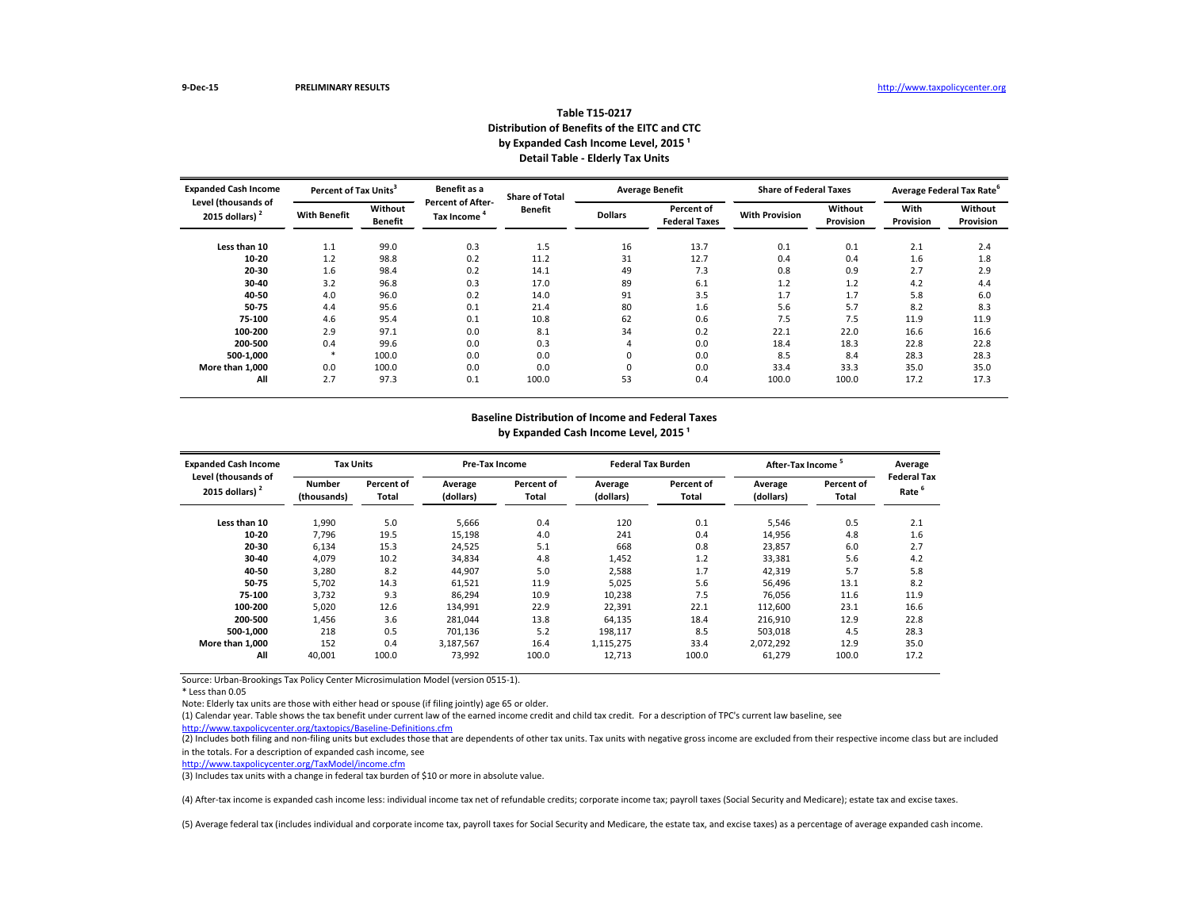**Table T15-0217**
**Distribution of Benefits of the EITC and CTC**
**by Expanded Cash Income Level, 2015 [1]**
**Detail Table - Elderly Tax Units**

| Expanded Cash Income Level (thousands of 2015 dollars) [2] | Percent of Tax Units[3] | | Benefit as a Percent of After-Tax Income [4] | Share of Total Benefit | Average Benefit | | Share of Federal Taxes | | Average Federal Tax Rate[6] | |
|---|---|---|---|---|---|---|---|---|---|---|
| | With Benefit | Without Benefit | | | Dollars | Percent of Federal Taxes | With Provision | Without Provision | With Provision | Without Provision |
| Less than 10 | 1.1 | 99.0 | 0.3 | 1.5 | 16 | 13.7 | 0.1 | 0.1 | 2.1 | 2.4 |
| 10-20 | 1.2 | 98.8 | 0.2 | 11.2 | 31 | 12.7 | 0.4 | 0.4 | 1.6 | 1.8 |
| 20-30 | 1.6 | 98.4 | 0.2 | 14.1 | 49 | 7.3 | 0.8 | 0.9 | 2.7 | 2.9 |
| 30-40 | 3.2 | 96.8 | 0.3 | 17.0 | 89 | 6.1 | 1.2 | 1.2 | 4.2 | 4.4 |
| 40-50 | 4.0 | 96.0 | 0.2 | 14.0 | 91 | 3.5 | 1.7 | 1.7 | 5.8 | 6.0 |
| 50-75 | 4.4 | 95.6 | 0.1 | 21.4 | 80 | 1.6 | 5.6 | 5.7 | 8.2 | 8.3 |
| 75-100 | 4.6 | 95.4 | 0.1 | 10.8 | 62 | 0.6 | 7.5 | 7.5 | 11.9 | 11.9 |
| 100-200 | 2.9 | 97.1 | 0.0 | 8.1 | 34 | 0.2 | 22.1 | 22.0 | 16.6 | 16.6 |
| 200-500 | 0.4 | 99.6 | 0.0 | 0.3 | 4 | 0.0 | 18.4 | 18.3 | 22.8 | 22.8 |
| 500-1,000 | * | 100.0 | 0.0 | 0.0 | 0 | 0.0 | 8.5 | 8.4 | 28.3 | 28.3 |
| More than 1,000 | 0.0 | 100.0 | 0.0 | 0.0 | 0 | 0.0 | 33.4 | 33.3 | 35.0 | 35.0 |
| All | 2.7 | 97.3 | 0.1 | 100.0 | 53 | 0.4 | 100.0 | 100.0 | 17.2 | 17.3 |

**Baseline Distribution of Income and Federal Taxes**
**by Expanded Cash Income Level, 2015 [1]**

| Expanded Cash Income Level (thousands of 2015 dollars) [2] | Tax Units | | Pre-Tax Income | | Federal Tax Burden | | After-Tax Income [5] | | Average Federal Tax Rate [6] |
|---|---|---|---|---|---|---|---|---|---|
| | Number (thousands) | Percent of Total | Average (dollars) | Percent of Total | Average (dollars) | Percent of Total | Average (dollars) | Percent of Total | |
| Less than 10 | 1,990 | 5.0 | 5,666 | 0.4 | 120 | 0.1 | 5,546 | 0.5 | 2.1 |
| 10-20 | 7,796 | 19.5 | 15,198 | 4.0 | 241 | 0.4 | 14,956 | 4.8 | 1.6 |
| 20-30 | 6,134 | 15.3 | 24,525 | 5.1 | 668 | 0.8 | 23,857 | 6.0 | 2.7 |
| 30-40 | 4,079 | 10.2 | 34,834 | 4.8 | 1,452 | 1.2 | 33,381 | 5.6 | 4.2 |
| 40-50 | 3,280 | 8.2 | 44,907 | 5.0 | 2,588 | 1.7 | 42,319 | 5.7 | 5.8 |
| 50-75 | 5,702 | 14.3 | 61,521 | 11.9 | 5,025 | 5.6 | 56,496 | 13.1 | 8.2 |
| 75-100 | 3,732 | 9.3 | 86,294 | 10.9 | 10,238 | 7.5 | 76,056 | 11.6 | 11.9 |
| 100-200 | 5,020 | 12.6 | 134,991 | 22.9 | 22,391 | 22.1 | 112,600 | 23.1 | 16.6 |
| 200-500 | 1,456 | 3.6 | 281,044 | 13.8 | 64,135 | 18.4 | 216,910 | 12.9 | 22.8 |
| 500-1,000 | 218 | 0.5 | 701,136 | 5.2 | 198,117 | 8.5 | 503,018 | 4.5 | 28.3 |
| More than 1,000 | 152 | 0.4 | 3,187,567 | 16.4 | 1,115,275 | 33.4 | 2,072,292 | 12.9 | 35.0 |
| All | 40,001 | 100.0 | 73,992 | 100.0 | 12,713 | 100.0 | 61,279 | 100.0 | 17.2 |

Source: Urban-Brookings Tax Policy Center Microsimulation Model (version 0515-1).

* Less than 0.05

Note: Elderly tax units are those with either head or spouse (if filing jointly) age 65 or older.

(1) Calendar year. Table shows the tax benefit under current law of the earned income credit and child tax credit. For a description of TPC's current law baseline, see http://www.taxpolicycenter.org/taxtopics/Baseline-Definitions.cfm

(2) Includes both filing and non-filing units but excludes those that are dependents of other tax units. Tax units with negative gross income are excluded from their respective income class but are included in the totals. For a description of expanded cash income, see http://www.taxpolicycenter.org/TaxModel/income.cfm

(3) Includes tax units with a change in federal tax burden of $10 or more in absolute value.

(4) After-tax income is expanded cash income less: individual income tax net of refundable credits; corporate income tax; payroll taxes (Social Security and Medicare); estate tax and excise taxes.

(5) Average federal tax (includes individual and corporate income tax, payroll taxes for Social Security and Medicare, the estate tax, and excise taxes) as a percentage of average expanded cash income.